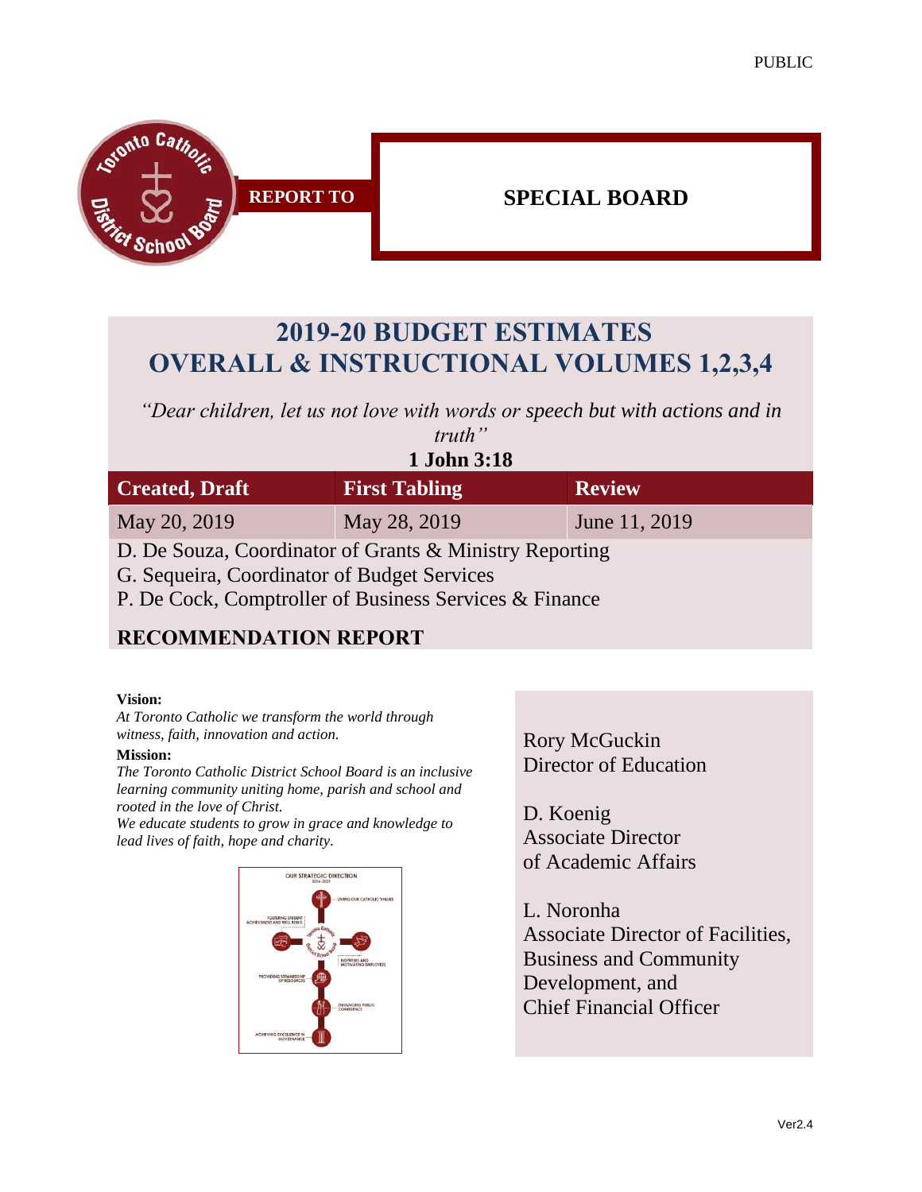PUBLIC

**REPORT TO**

**SPECIAL BOARD**

# 2019-20 BUDGET ESTIMATES OVERALL & INSTRUCTIONAL VOLUMES 1,2,3,4

*"Dear children, let us not love with words or speech but with actions and in truth"*

**1 John 3:18**

| Created, Draft | First Tabling | Review |
|---|---|---|
| May 20, 2019 | May 28, 2019 | June 11, 2019 |

D. De Souza, Coordinator of Grants & Ministry Reporting
G. Sequeira, Coordinator of Budget Services
P. De Cock, Comptroller of Business Services & Finance

## RECOMMENDATION REPORT

**Vision:**
*At Toronto Catholic we transform the world through witness, faith, innovation and action.*

**Mission:**
*The Toronto Catholic District School Board is an inclusive learning community uniting home, parish and school and rooted in the love of Christ.*
*We educate students to grow in grace and knowledge to lead lives of faith, hope and charity.*

OUR STRATEGIC DIRECTION 2016-2021

- LIVING OUR CATHOLIC VALUES
- FOSTERING STUDENT ACHIEVEMENT AND WELL BEING
- INSPIRING AND MOTIVATING EMPLOYEES
- PROVIDING STEWARDSHIP OF RESOURCES
- ENHANCING PUBLIC CONFIDENCE
- ACHIEVING EXCELLENCE IN GOVERNANCE

Rory McGuckin
Director of Education

D. Koenig
Associate Director
of Academic Affairs

L. Noronha
Associate Director of Facilities, Business and Community Development, and Chief Financial Officer

Ver2.4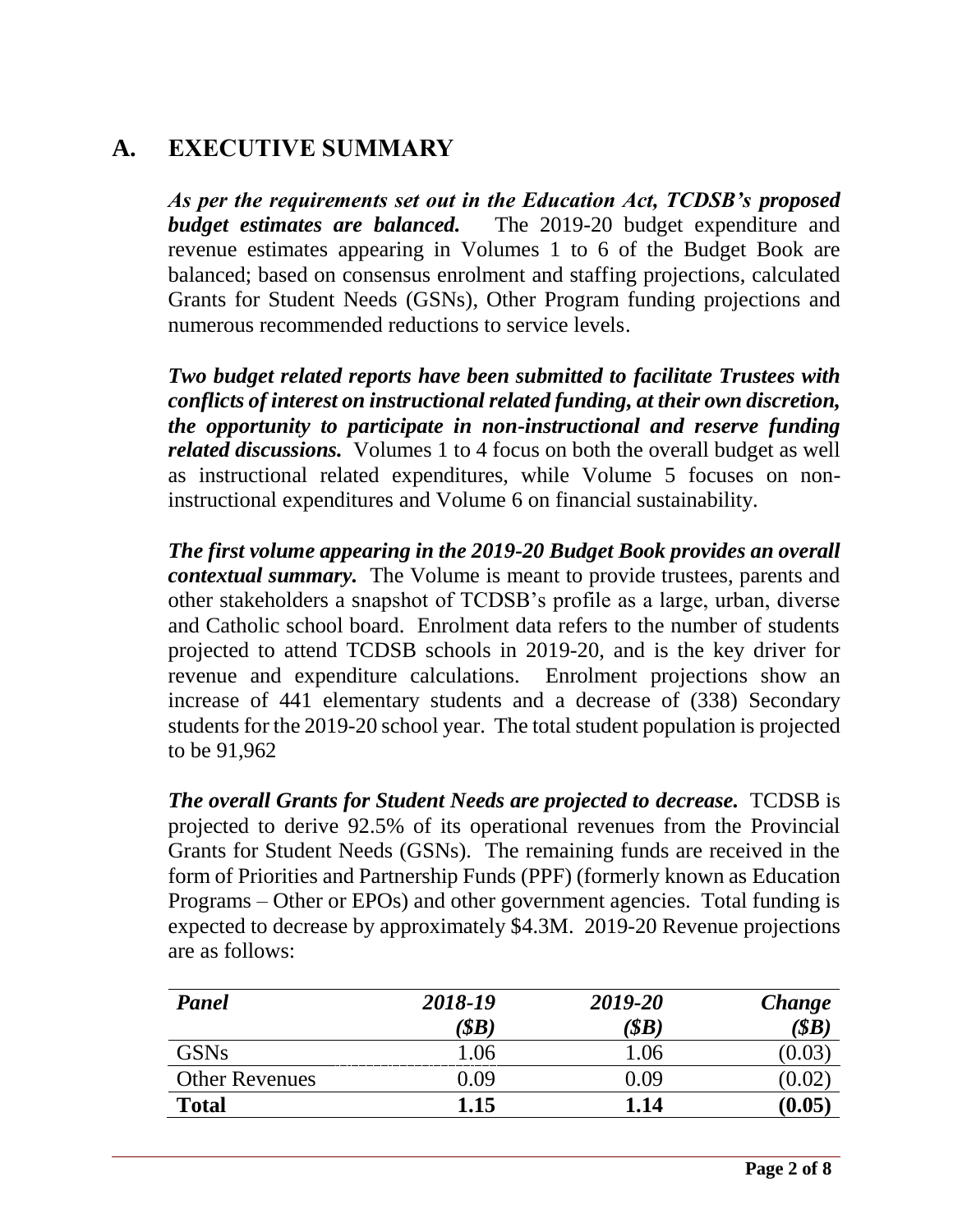## A. EXECUTIVE SUMMARY

***As per the requirements set out in the Education Act, TCDSB's proposed budget estimates are balanced.*** The 2019-20 budget expenditure and revenue estimates appearing in Volumes 1 to 6 of the Budget Book are balanced; based on consensus enrolment and staffing projections, calculated Grants for Student Needs (GSNs), Other Program funding projections and numerous recommended reductions to service levels.

***Two budget related reports have been submitted to facilitate Trustees with conflicts of interest on instructional related funding, at their own discretion, the opportunity to participate in non-instructional and reserve funding related discussions.*** Volumes 1 to 4 focus on both the overall budget as well as instructional related expenditures, while Volume 5 focuses on non-instructional expenditures and Volume 6 on financial sustainability.

***The first volume appearing in the 2019-20 Budget Book provides an overall contextual summary.*** The Volume is meant to provide trustees, parents and other stakeholders a snapshot of TCDSB's profile as a large, urban, diverse and Catholic school board. Enrolment data refers to the number of students projected to attend TCDSB schools in 2019-20, and is the key driver for revenue and expenditure calculations. Enrolment projections show an increase of 441 elementary students and a decrease of (338) Secondary students for the 2019-20 school year. The total student population is projected to be 91,962

***The overall Grants for Student Needs are projected to decrease.*** TCDSB is projected to derive 92.5% of its operational revenues from the Provincial Grants for Student Needs (GSNs). The remaining funds are received in the form of Priorities and Partnership Funds (PPF) (formerly known as Education Programs – Other or EPOs) and other government agencies. Total funding is expected to decrease by approximately $4.3M. 2019-20 Revenue projections are as follows:

| *Panel* | *2018-19 ($B)* | *2019-20 ($B)* | *Change ($B)* |
|---|---|---|---|
| GSNs | 1.06 | 1.06 | (0.03) |
| Other Revenues | 0.09 | 0.09 | (0.02) |
| **Total** | **1.15** | **1.14** | **(0.05)** |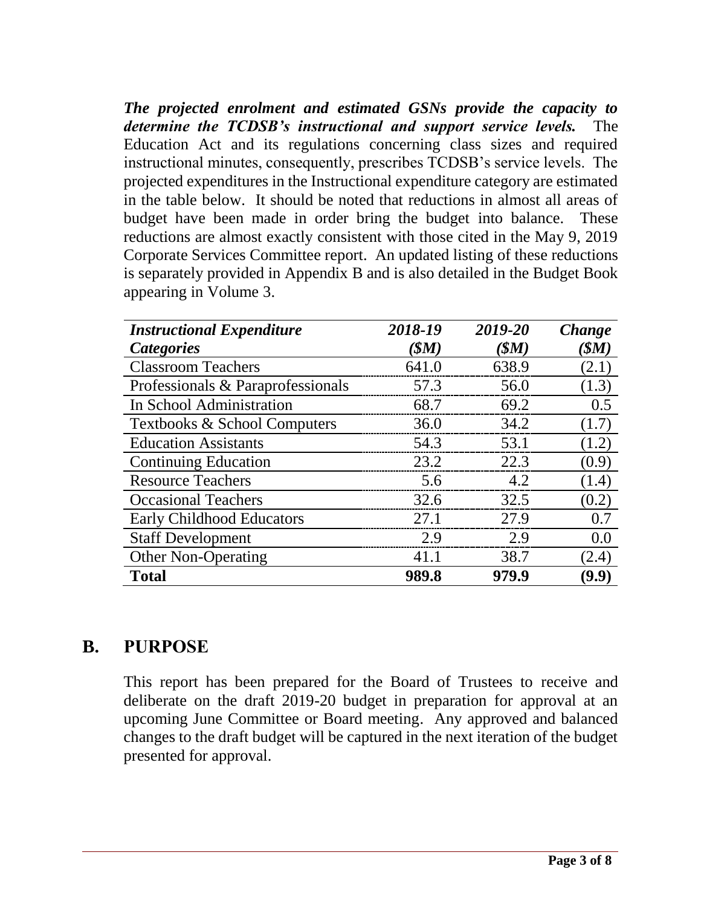***The projected enrolment and estimated GSNs provide the capacity to determine the TCDSB's instructional and support service levels.*** The Education Act and its regulations concerning class sizes and required instructional minutes, consequently, prescribes TCDSB's service levels. The projected expenditures in the Instructional expenditure category are estimated in the table below. It should be noted that reductions in almost all areas of budget have been made in order bring the budget into balance. These reductions are almost exactly consistent with those cited in the May 9, 2019 Corporate Services Committee report. An updated listing of these reductions is separately provided in Appendix B and is also detailed in the Budget Book appearing in Volume 3.

| ***Instructional Expenditure Categories*** | ***2018-19 ($M)*** | ***2019-20 ($M)*** | ***Change ($M)*** |
|---|---|---|---|
| Classroom Teachers | 641.0 | 638.9 | (2.1) |
| Professionals & Paraprofessionals | 57.3 | 56.0 | (1.3) |
| In School Administration | 68.7 | 69.2 | 0.5 |
| Textbooks & School Computers | 36.0 | 34.2 | (1.7) |
| Education Assistants | 54.3 | 53.1 | (1.2) |
| Continuing Education | 23.2 | 22.3 | (0.9) |
| Resource Teachers | 5.6 | 4.2 | (1.4) |
| Occasional Teachers | 32.6 | 32.5 | (0.2) |
| Early Childhood Educators | 27.1 | 27.9 | 0.7 |
| Staff Development | 2.9 | 2.9 | 0.0 |
| Other Non-Operating | 41.1 | 38.7 | (2.4) |
| **Total** | **989.8** | **979.9** | **(9.9)** |

## B. PURPOSE

This report has been prepared for the Board of Trustees to receive and deliberate on the draft 2019-20 budget in preparation for approval at an upcoming June Committee or Board meeting. Any approved and balanced changes to the draft budget will be captured in the next iteration of the budget presented for approval.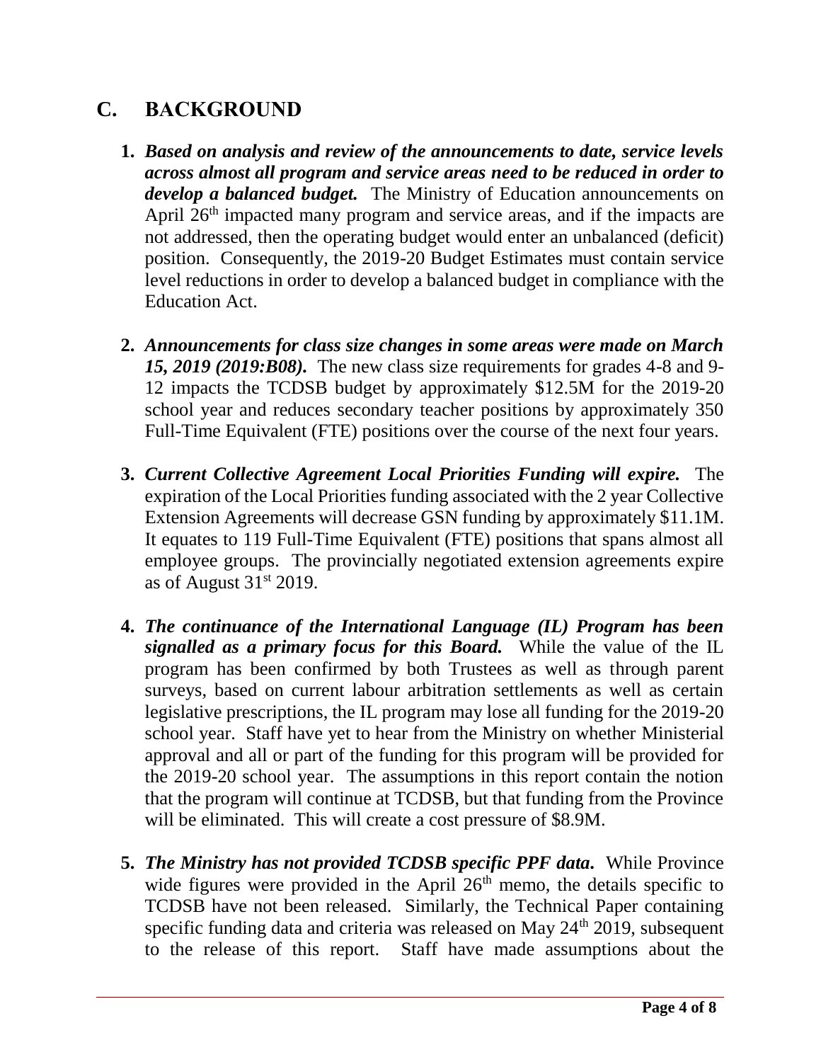## C. BACKGROUND

1. ***Based on analysis and review of the announcements to date, service levels across almost all program and service areas need to be reduced in order to develop a balanced budget.*** The Ministry of Education announcements on April 26th impacted many program and service areas, and if the impacts are not addressed, then the operating budget would enter an unbalanced (deficit) position. Consequently, the 2019-20 Budget Estimates must contain service level reductions in order to develop a balanced budget in compliance with the Education Act.

2. ***Announcements for class size changes in some areas were made on March 15, 2019 (2019:B08).*** The new class size requirements for grades 4-8 and 9-12 impacts the TCDSB budget by approximately $12.5M for the 2019-20 school year and reduces secondary teacher positions by approximately 350 Full-Time Equivalent (FTE) positions over the course of the next four years.

3. ***Current Collective Agreement Local Priorities Funding will expire.*** The expiration of the Local Priorities funding associated with the 2 year Collective Extension Agreements will decrease GSN funding by approximately $11.1M. It equates to 119 Full-Time Equivalent (FTE) positions that spans almost all employee groups. The provincially negotiated extension agreements expire as of August 31st 2019.

4. ***The continuance of the International Language (IL) Program has been signalled as a primary focus for this Board.*** While the value of the IL program has been confirmed by both Trustees as well as through parent surveys, based on current labour arbitration settlements as well as certain legislative prescriptions, the IL program may lose all funding for the 2019-20 school year. Staff have yet to hear from the Ministry on whether Ministerial approval and all or part of the funding for this program will be provided for the 2019-20 school year. The assumptions in this report contain the notion that the program will continue at TCDSB, but that funding from the Province will be eliminated. This will create a cost pressure of $8.9M.

5. ***The Ministry has not provided TCDSB specific PPF data.*** While Province wide figures were provided in the April 26th memo, the details specific to TCDSB have not been released. Similarly, the Technical Paper containing specific funding data and criteria was released on May 24th 2019, subsequent to the release of this report. Staff have made assumptions about the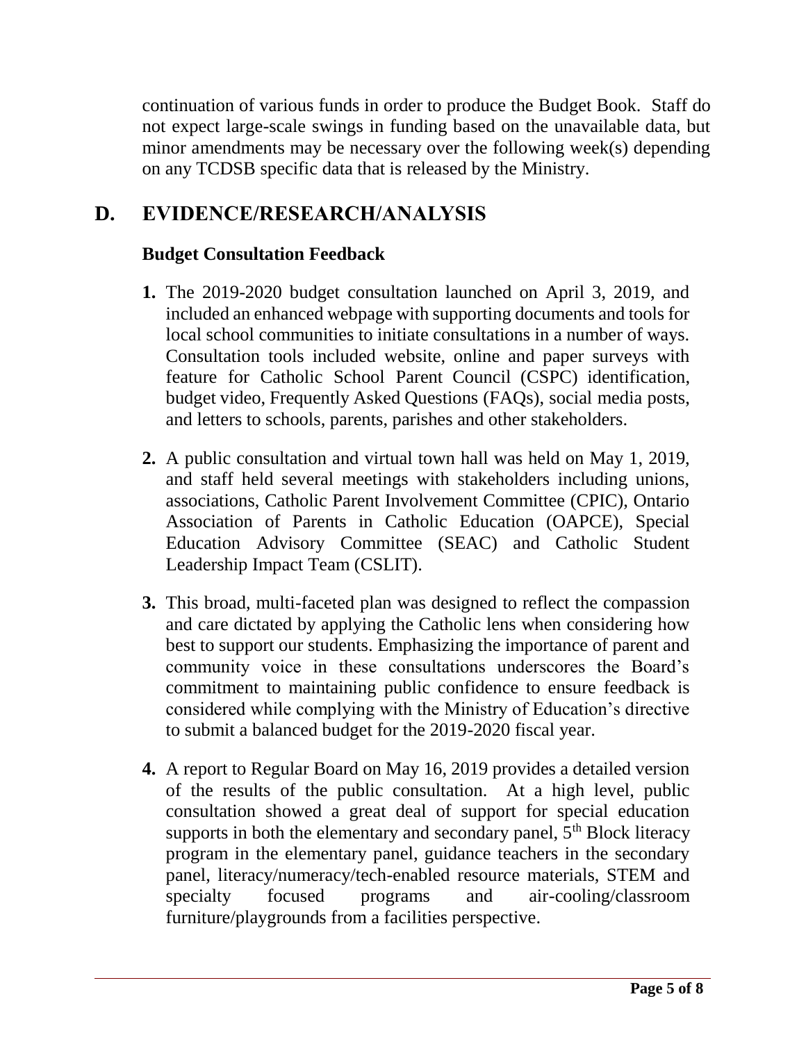continuation of various funds in order to produce the Budget Book. Staff do not expect large-scale swings in funding based on the unavailable data, but minor amendments may be necessary over the following week(s) depending on any TCDSB specific data that is released by the Ministry.

## D. EVIDENCE/RESEARCH/ANALYSIS

### Budget Consultation Feedback

1. The 2019-2020 budget consultation launched on April 3, 2019, and included an enhanced webpage with supporting documents and tools for local school communities to initiate consultations in a number of ways. Consultation tools included website, online and paper surveys with feature for Catholic School Parent Council (CSPC) identification, budget video, Frequently Asked Questions (FAQs), social media posts, and letters to schools, parents, parishes and other stakeholders.

2. A public consultation and virtual town hall was held on May 1, 2019, and staff held several meetings with stakeholders including unions, associations, Catholic Parent Involvement Committee (CPIC), Ontario Association of Parents in Catholic Education (OAPCE), Special Education Advisory Committee (SEAC) and Catholic Student Leadership Impact Team (CSLIT).

3. This broad, multi-faceted plan was designed to reflect the compassion and care dictated by applying the Catholic lens when considering how best to support our students. Emphasizing the importance of parent and community voice in these consultations underscores the Board's commitment to maintaining public confidence to ensure feedback is considered while complying with the Ministry of Education's directive to submit a balanced budget for the 2019-2020 fiscal year.

4. A report to Regular Board on May 16, 2019 provides a detailed version of the results of the public consultation. At a high level, public consultation showed a great deal of support for special education supports in both the elementary and secondary panel, 5th Block literacy program in the elementary panel, guidance teachers in the secondary panel, literacy/numeracy/tech-enabled resource materials, STEM and specialty focused programs and air-cooling/classroom furniture/playgrounds from a facilities perspective.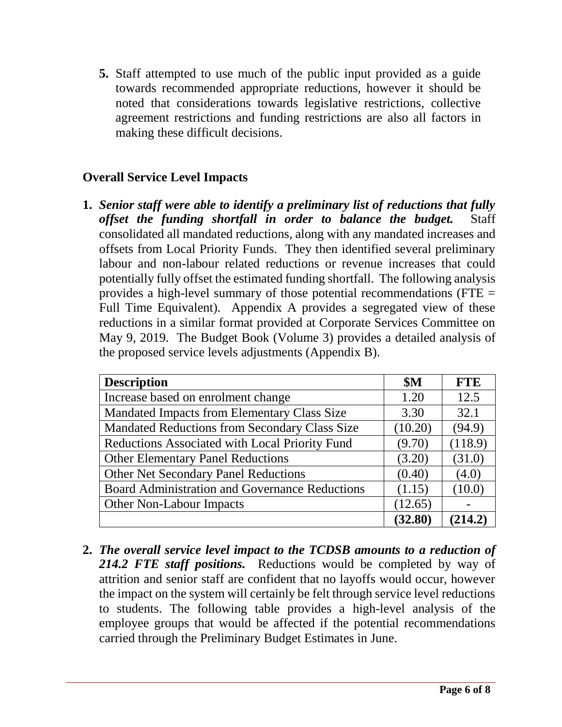5. Staff attempted to use much of the public input provided as a guide towards recommended appropriate reductions, however it should be noted that considerations towards legislative restrictions, collective agreement restrictions and funding restrictions are also all factors in making these difficult decisions.

## Overall Service Level Impacts

1. ***Senior staff were able to identify a preliminary list of reductions that fully offset the funding shortfall in order to balance the budget.*** Staff consolidated all mandated reductions, along with any mandated increases and offsets from Local Priority Funds. They then identified several preliminary labour and non-labour related reductions or revenue increases that could potentially fully offset the estimated funding shortfall. The following analysis provides a high-level summary of those potential recommendations (FTE = Full Time Equivalent). Appendix A provides a segregated view of these reductions in a similar format provided at Corporate Services Committee on May 9, 2019. The Budget Book (Volume 3) provides a detailed analysis of the proposed service levels adjustments (Appendix B).

| Description | $M | FTE |
|---|---|---|
| Increase based on enrolment change | 1.20 | 12.5 |
| Mandated Impacts from Elementary Class Size | 3.30 | 32.1 |
| Mandated Reductions from Secondary Class Size | (10.20) | (94.9) |
| Reductions Associated with Local Priority Fund | (9.70) | (118.9) |
| Other Elementary Panel Reductions | (3.20) | (31.0) |
| Other Net Secondary Panel Reductions | (0.40) | (4.0) |
| Board Administration and Governance Reductions | (1.15) | (10.0) |
| Other Non-Labour Impacts | (12.65) | - |
| | **(32.80)** | **(214.2)** |

2. ***The overall service level impact to the TCDSB amounts to a reduction of 214.2 FTE staff positions.*** Reductions would be completed by way of attrition and senior staff are confident that no layoffs would occur, however the impact on the system will certainly be felt through service level reductions to students. The following table provides a high-level analysis of the employee groups that would be affected if the potential recommendations carried through the Preliminary Budget Estimates in June.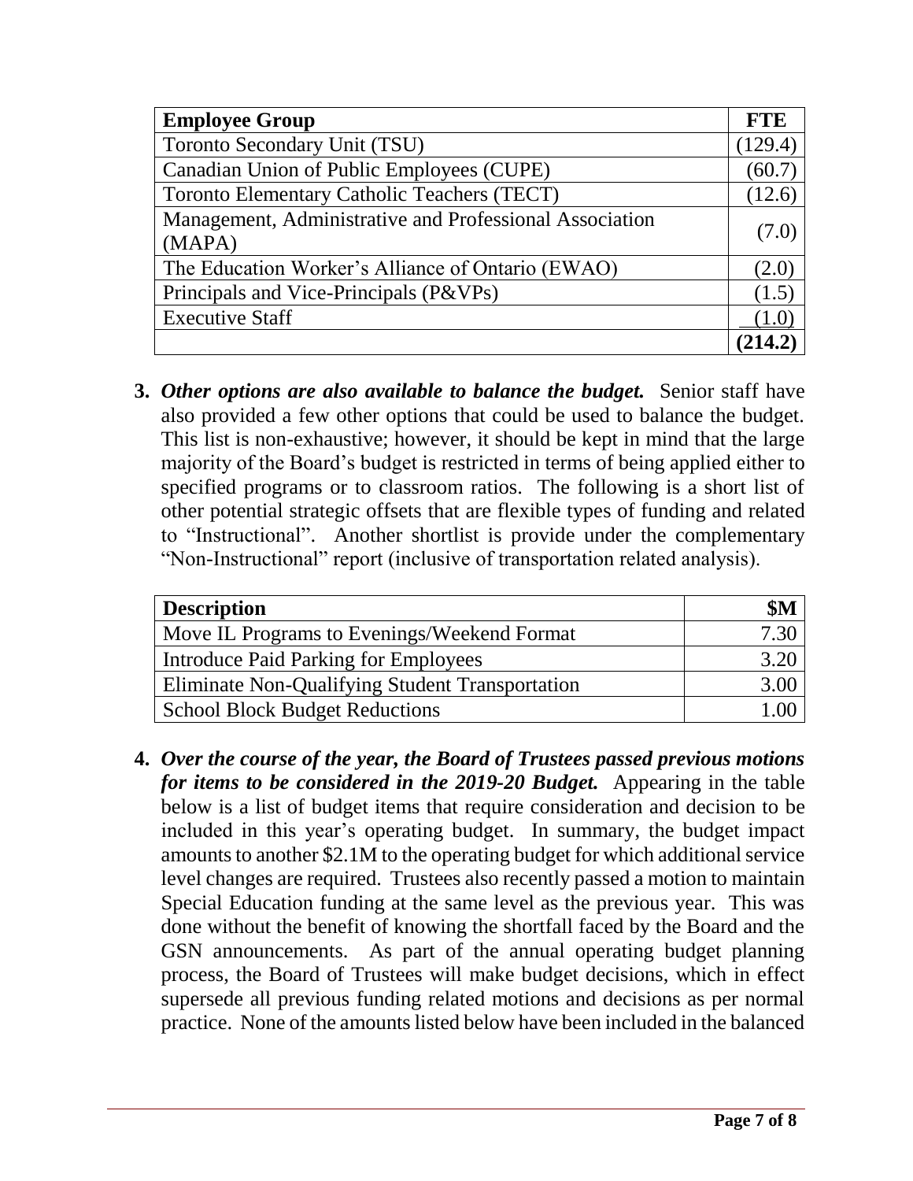| Employee Group | FTE |
|---|---|
| Toronto Secondary Unit (TSU) | (129.4) |
| Canadian Union of Public Employees (CUPE) | (60.7) |
| Toronto Elementary Catholic Teachers (TECT) | (12.6) |
| Management, Administrative and Professional Association (MAPA) | (7.0) |
| The Education Worker's Alliance of Ontario (EWAO) | (2.0) |
| Principals and Vice-Principals (P&VPs) | (1.5) |
| Executive Staff | (1.0) |
| | **(214.2)** |

3. ***Other options are also available to balance the budget.*** Senior staff have also provided a few other options that could be used to balance the budget. This list is non-exhaustive; however, it should be kept in mind that the large majority of the Board's budget is restricted in terms of being applied either to specified programs or to classroom ratios. The following is a short list of other potential strategic offsets that are flexible types of funding and related to "Instructional". Another shortlist is provide under the complementary "Non-Instructional" report (inclusive of transportation related analysis).

| Description | $M |
|---|---|
| Move IL Programs to Evenings/Weekend Format | 7.30 |
| Introduce Paid Parking for Employees | 3.20 |
| Eliminate Non-Qualifying Student Transportation | 3.00 |
| School Block Budget Reductions | 1.00 |

4. ***Over the course of the year, the Board of Trustees passed previous motions for items to be considered in the 2019-20 Budget.*** Appearing in the table below is a list of budget items that require consideration and decision to be included in this year's operating budget. In summary, the budget impact amounts to another $2.1M to the operating budget for which additional service level changes are required. Trustees also recently passed a motion to maintain Special Education funding at the same level as the previous year. This was done without the benefit of knowing the shortfall faced by the Board and the GSN announcements. As part of the annual operating budget planning process, the Board of Trustees will make budget decisions, which in effect supersede all previous funding related motions and decisions as per normal practice. None of the amounts listed below have been included in the balanced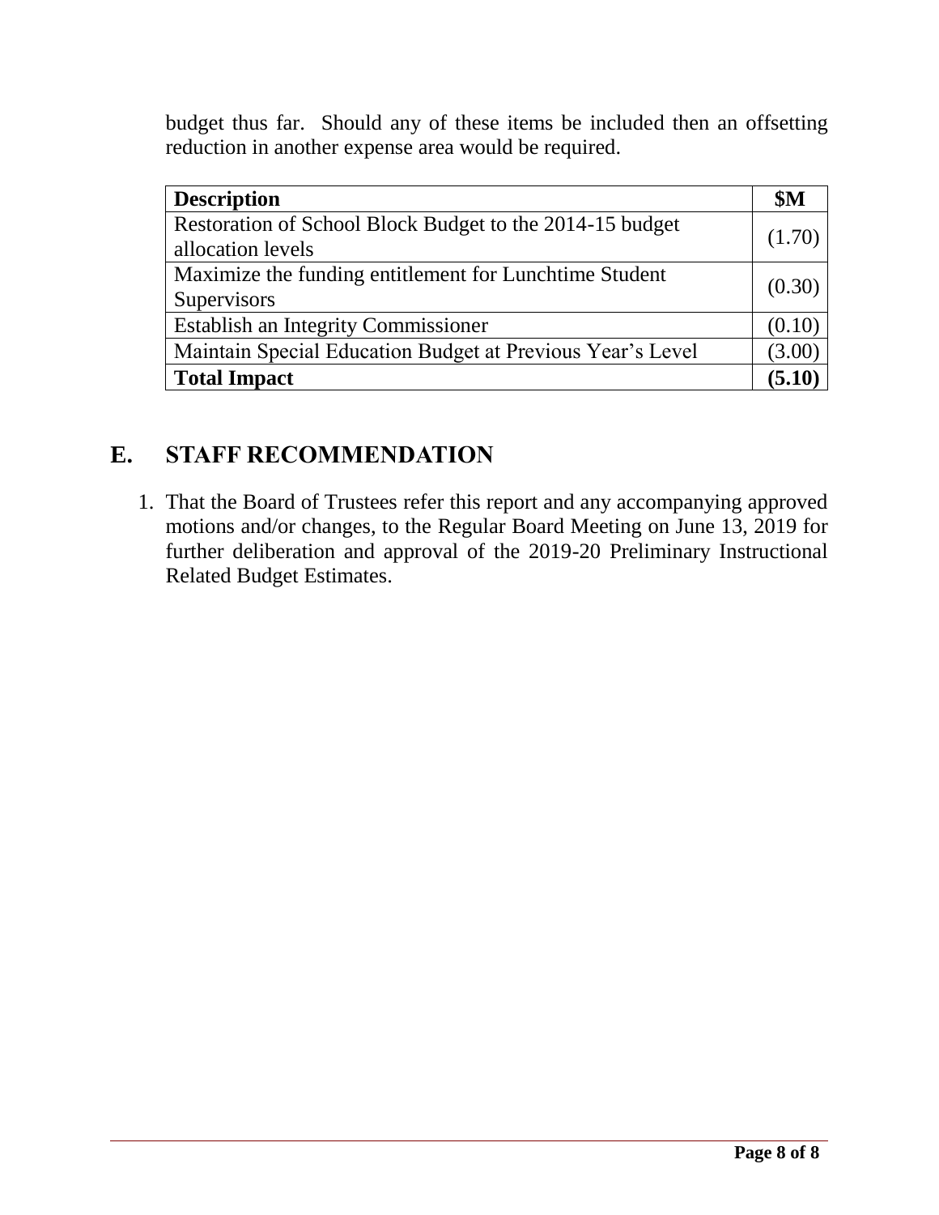budget thus far. Should any of these items be included then an offsetting reduction in another expense area would be required.

| **Description** | **$M** |
|---|---|
| Restoration of School Block Budget to the 2014-15 budget allocation levels | (1.70) |
| Maximize the funding entitlement for Lunchtime Student Supervisors | (0.30) |
| Establish an Integrity Commissioner | (0.10) |
| Maintain Special Education Budget at Previous Year's Level | (3.00) |
| **Total Impact** | **(5.10)** |

## E. STAFF RECOMMENDATION

1. That the Board of Trustees refer this report and any accompanying approved motions and/or changes, to the Regular Board Meeting on June 13, 2019 for further deliberation and approval of the 2019-20 Preliminary Instructional Related Budget Estimates.